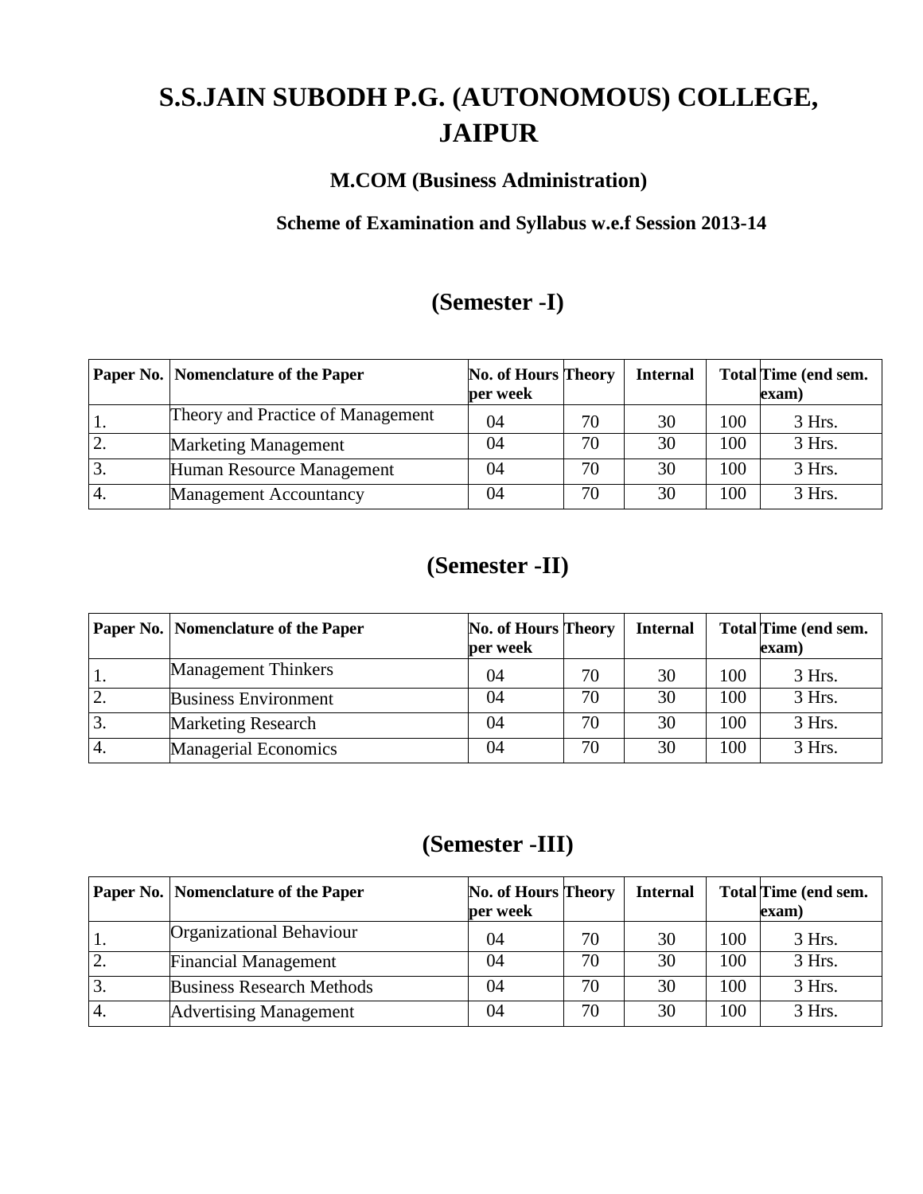# S.S.JAIN SUBODH P.G. (AUTONOMOUS) COLLEGE, JAIPUR

## M.COM (Business Administration)

### Scheme of Examination and Syllabus w.e.f Session 2013-14

## (Semester -I)

| Paper No. | Nomenclature of the Paper | No. of Hours per week | Theory | Internal | Total | Time (end sem. exam) |
|---|---|---|---|---|---|---|
| 1. | Theory and Practice of Management | 04 | 70 | 30 | 100 | 3 Hrs. |
| 2. | Marketing Management | 04 | 70 | 30 | 100 | 3 Hrs. |
| 3. | Human Resource Management | 04 | 70 | 30 | 100 | 3 Hrs. |
| 4. | Management Accountancy | 04 | 70 | 30 | 100 | 3 Hrs. |

## (Semester -II)

| Paper No. | Nomenclature of the Paper | No. of Hours per week | Theory | Internal | Total | Time (end sem. exam) |
|---|---|---|---|---|---|---|
| 1. | Management Thinkers | 04 | 70 | 30 | 100 | 3 Hrs. |
| 2. | Business Environment | 04 | 70 | 30 | 100 | 3 Hrs. |
| 3. | Marketing Research | 04 | 70 | 30 | 100 | 3 Hrs. |
| 4. | Managerial Economics | 04 | 70 | 30 | 100 | 3 Hrs. |

## (Semester -III)

| Paper No. | Nomenclature of the Paper | No. of Hours per week | Theory | Internal | Total | Time (end sem. exam) |
|---|---|---|---|---|---|---|
| 1. | Organizational Behaviour | 04 | 70 | 30 | 100 | 3 Hrs. |
| 2. | Financial Management | 04 | 70 | 30 | 100 | 3 Hrs. |
| 3. | Business Research Methods | 04 | 70 | 30 | 100 | 3 Hrs. |
| 4. | Advertising Management | 04 | 70 | 30 | 100 | 3 Hrs. |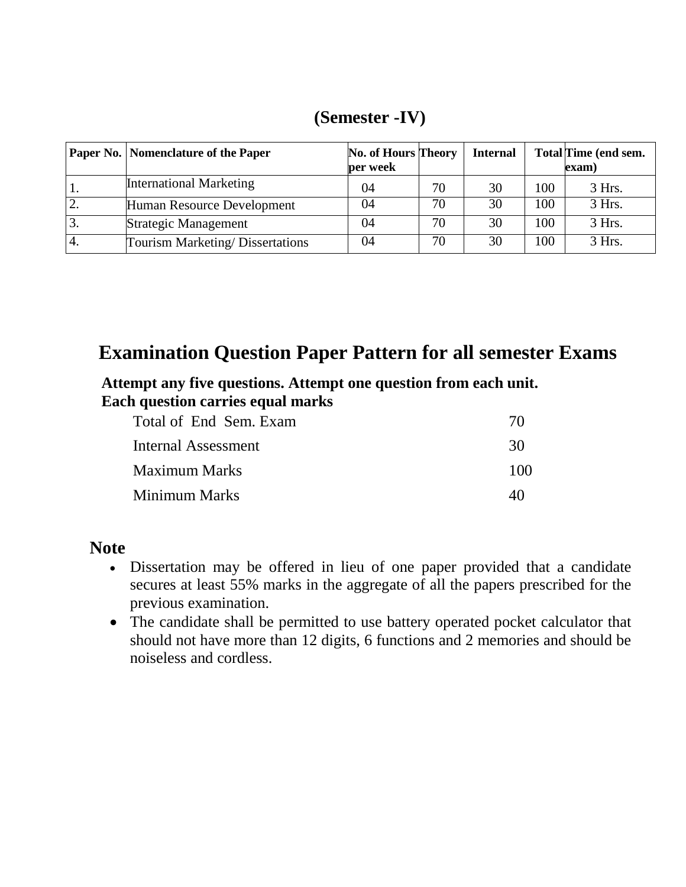## (Semester -IV)

| Paper No. | Nomenclature of the Paper | No. of Hours per week | Theory | Internal | Total | Time (end sem. exam) |
|---|---|---|---|---|---|---|
| 1. | International Marketing | 04 | 70 | 30 | 100 | 3 Hrs. |
| 2. | Human Resource Development | 04 | 70 | 30 | 100 | 3 Hrs. |
| 3. | Strategic Management | 04 | 70 | 30 | 100 | 3 Hrs. |
| 4. | Tourism Marketing/ Dissertations | 04 | 70 | 30 | 100 | 3 Hrs. |

## Examination Question Paper Pattern for all semester Exams

**Attempt any five questions. Attempt one question from each unit.**
**Each question carries equal marks**

| | |
|---|---|
| Total of End Sem. Exam | 70 |
| Internal Assessment | 30 |
| Maximum Marks | 100 |
| Minimum Marks | 40 |

**Note**

- Dissertation may be offered in lieu of one paper provided that a candidate secures at least 55% marks in the aggregate of all the papers prescribed for the previous examination.
- The candidate shall be permitted to use battery operated pocket calculator that should not have more than 12 digits, 6 functions and 2 memories and should be noiseless and cordless.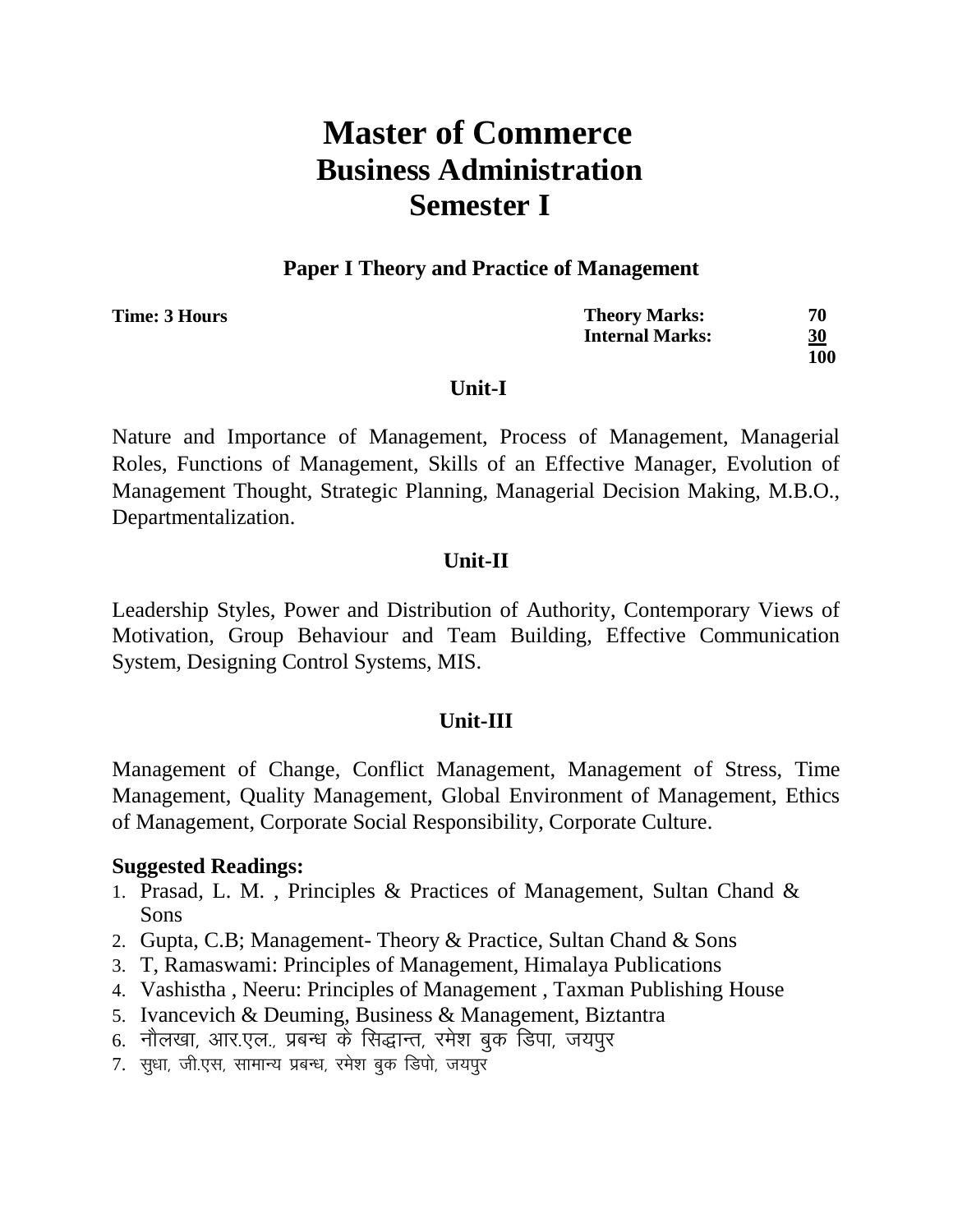# Master of Commerce
# Business Administration
# Semester I

## Paper I Theory and Practice of Management

| | | |
|---|---|---|
| **Time: 3 Hours** | **Theory Marks:** | **70** |
| | **Internal Marks:** | **30** |
| | | **100** |

### Unit-I

Nature and Importance of Management, Process of Management, Managerial Roles, Functions of Management, Skills of an Effective Manager, Evolution of Management Thought, Strategic Planning, Managerial Decision Making, M.B.O., Departmentalization.

### Unit-II

Leadership Styles, Power and Distribution of Authority, Contemporary Views of Motivation, Group Behaviour and Team Building, Effective Communication System, Designing Control Systems, MIS.

### Unit-III

Management of Change, Conflict Management, Management of Stress, Time Management, Quality Management, Global Environment of Management, Ethics of Management, Corporate Social Responsibility, Corporate Culture.

**Suggested Readings:**

1. Prasad, L. M. , Principles & Practices of Management, Sultan Chand & Sons
2. Gupta, C.B; Management- Theory & Practice, Sultan Chand & Sons
3. T, Ramaswami: Principles of Management, Himalaya Publications
4. Vashistha , Neeru: Principles of Management , Taxman Publishing House
5. Ivancevich & Deuming, Business & Management, Biztantra
6. नौलखा, आर.एल., प्रबन्ध के सिद्धान्त, रमेश बुक डिपा, जयपुर
7. सुधा, जी.एस, सामान्य प्रबन्ध, रमेश बुक डिपो, जयपुर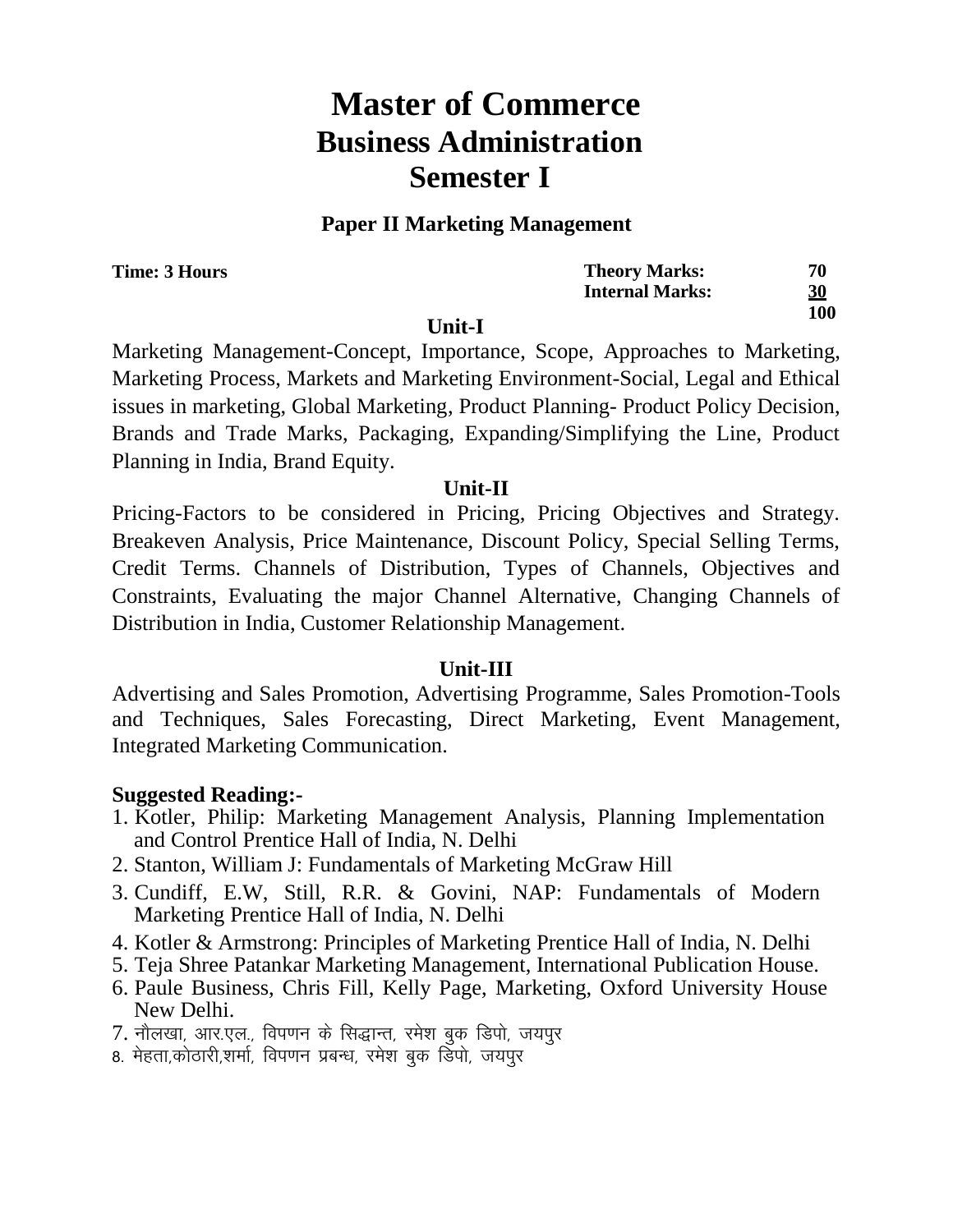# Master of Commerce
# Business Administration
# Semester I

## Paper II Marketing Management

| | | |
|---|---|---|
| **Time: 3 Hours** | **Theory Marks:** | **70** |
| | **Internal Marks:** | **<u>30</u>** |
| | | **100** |

### Unit-I

Marketing Management-Concept, Importance, Scope, Approaches to Marketing, Marketing Process, Markets and Marketing Environment-Social, Legal and Ethical issues in marketing, Global Marketing, Product Planning- Product Policy Decision, Brands and Trade Marks, Packaging, Expanding/Simplifying the Line, Product Planning in India, Brand Equity.

### Unit-II

Pricing-Factors to be considered in Pricing, Pricing Objectives and Strategy. Breakeven Analysis, Price Maintenance, Discount Policy, Special Selling Terms, Credit Terms. Channels of Distribution, Types of Channels, Objectives and Constraints, Evaluating the major Channel Alternative, Changing Channels of Distribution in India, Customer Relationship Management.

### Unit-III

Advertising and Sales Promotion, Advertising Programme, Sales Promotion-Tools and Techniques, Sales Forecasting, Direct Marketing, Event Management, Integrated Marketing Communication.

**Suggested Reading:-**

1. Kotler, Philip: Marketing Management Analysis, Planning Implementation and Control Prentice Hall of India, N. Delhi
2. Stanton, William J: Fundamentals of Marketing McGraw Hill
3. Cundiff, E.W, Still, R.R. & Govini, NAP: Fundamentals of Modern Marketing Prentice Hall of India, N. Delhi
4. Kotler & Armstrong: Principles of Marketing Prentice Hall of India, N. Delhi
5. Teja Shree Patankar Marketing Management, International Publication House.
6. Paule Business, Chris Fill, Kelly Page, Marketing, Oxford University House New Delhi.
7. नौलखा, आर.एल., विपणन के सिद्धान्त, रमेश बुक डिपो, जयपुर
8. मेहता,कोठारी,शर्मा, विपणन प्रबन्ध, रमेश बुक डिपो, जयपुर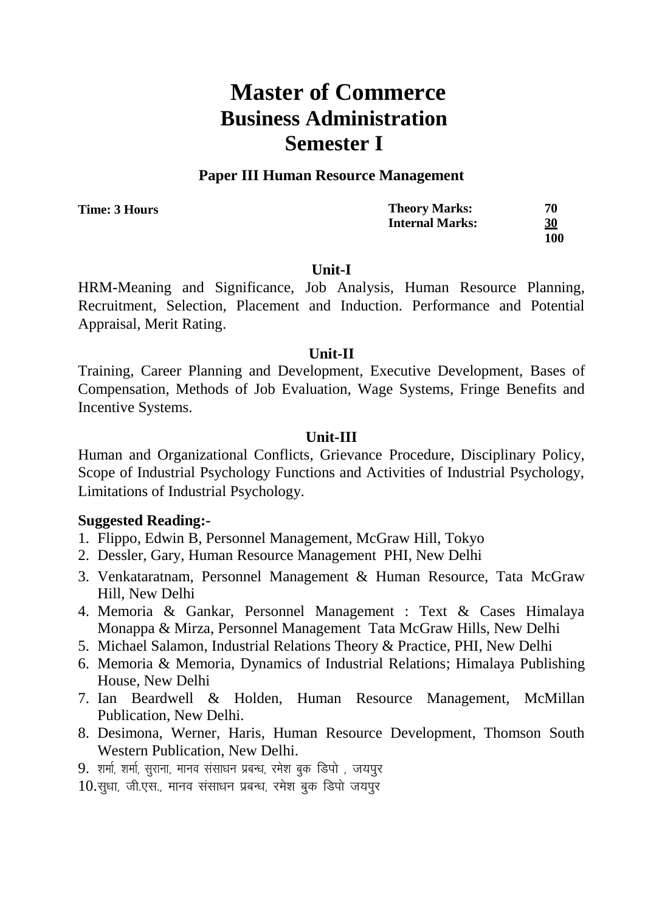# Master of Commerce
# Business Administration
# Semester I

### Paper III Human Resource Management

| | | |
|---|---|---|
| **Time: 3 Hours** | **Theory Marks:** | **70** |
| | **Internal Marks:** | **30** |
| | | **100** |

### Unit-I

HRM-Meaning and Significance, Job Analysis, Human Resource Planning, Recruitment, Selection, Placement and Induction. Performance and Potential Appraisal, Merit Rating.

### Unit-II

Training, Career Planning and Development, Executive Development, Bases of Compensation, Methods of Job Evaluation, Wage Systems, Fringe Benefits and Incentive Systems.

### Unit-III

Human and Organizational Conflicts, Grievance Procedure, Disciplinary Policy, Scope of Industrial Psychology Functions and Activities of Industrial Psychology, Limitations of Industrial Psychology.

**Suggested Reading:-**

1. Flippo, Edwin B, Personnel Management, McGraw Hill, Tokyo
2. Dessler, Gary, Human Resource Management PHI, New Delhi
3. Venkataratnam, Personnel Management & Human Resource, Tata McGraw Hill, New Delhi
4. Memoria & Gankar, Personnel Management : Text & Cases Himalaya Monappa & Mirza, Personnel Management Tata McGraw Hills, New Delhi
5. Michael Salamon, Industrial Relations Theory & Practice, PHI, New Delhi
6. Memoria & Memoria, Dynamics of Industrial Relations; Himalaya Publishing House, New Delhi
7. Ian Beardwell & Holden, Human Resource Management, McMillan Publication, New Delhi.
8. Desimona, Werner, Haris, Human Resource Development, Thomson South Western Publication, New Delhi.
9. शर्मा, शर्मा, सुराना, मानव संसाधन प्रबन्ध, रमेश बुक डिपो , जयपुर
10. सुधा, जी.एस., मानव संसाधन प्रबन्ध, रमेश बुक डिपो जयपुर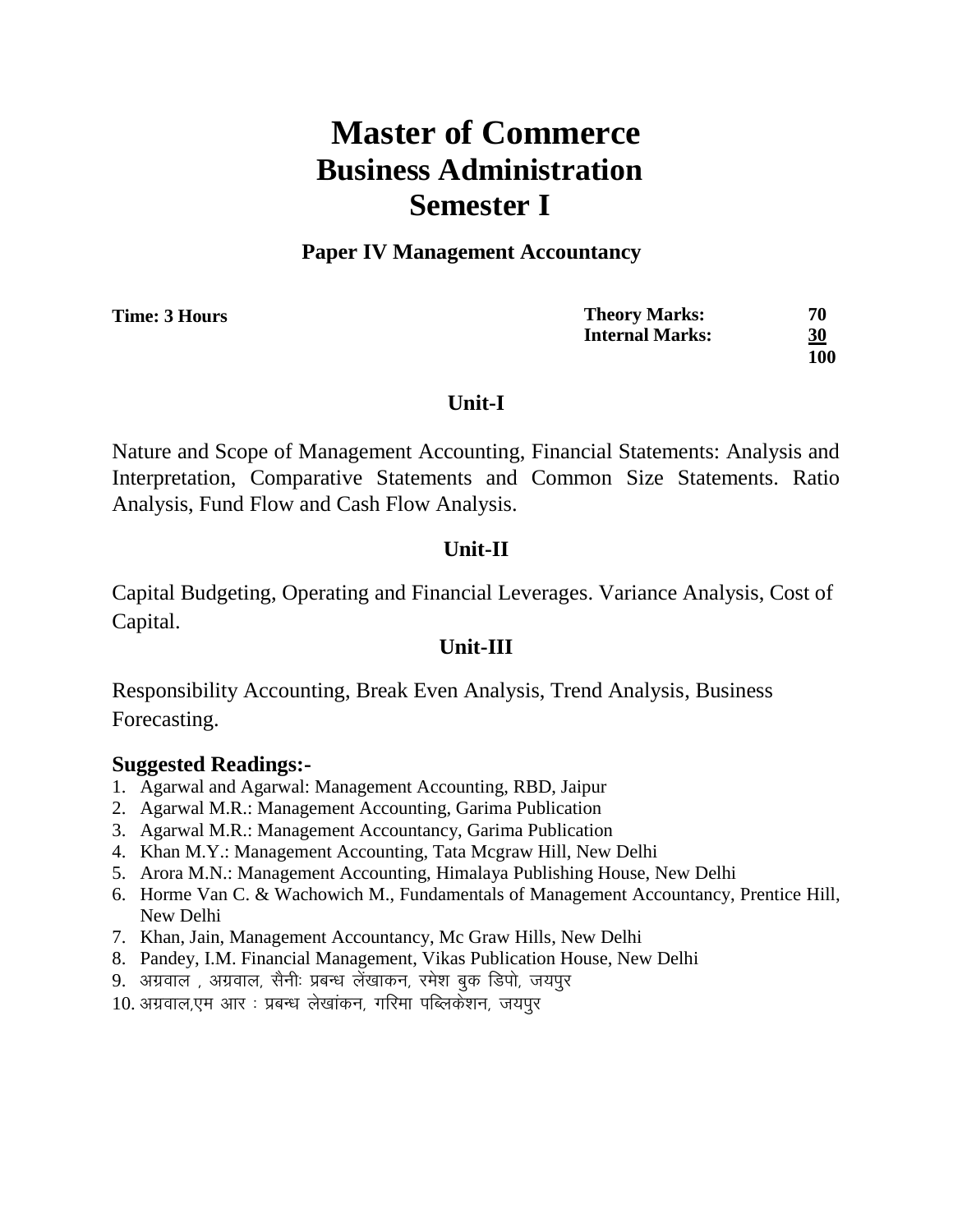# Master of Commerce
# Business Administration
# Semester I

## Paper IV Management Accountancy

| | | |
|---|---|---|
| **Time: 3 Hours** | **Theory Marks:** | **70** |
| | **Internal Marks:** | **30** |
| | | **100** |

### Unit-I

Nature and Scope of Management Accounting, Financial Statements: Analysis and Interpretation, Comparative Statements and Common Size Statements. Ratio Analysis, Fund Flow and Cash Flow Analysis.

### Unit-II

Capital Budgeting, Operating and Financial Leverages. Variance Analysis, Cost of Capital.

### Unit-III

Responsibility Accounting, Break Even Analysis, Trend Analysis, Business Forecasting.

**Suggested Readings:-**

1. Agarwal and Agarwal: Management Accounting, RBD, Jaipur
2. Agarwal M.R.: Management Accounting, Garima Publication
3. Agarwal M.R.: Management Accountancy, Garima Publication
4. Khan M.Y.: Management Accounting, Tata Mcgraw Hill, New Delhi
5. Arora M.N.: Management Accounting, Himalaya Publishing House, New Delhi
6. Horme Van C. & Wachowich M., Fundamentals of Management Accountancy, Prentice Hill, New Delhi
7. Khan, Jain, Management Accountancy, Mc Graw Hills, New Delhi
8. Pandey, I.M. Financial Management, Vikas Publication House, New Delhi
9. अग्रवाल , अग्रवाल, सैनीः प्रबन्ध लेखाकन, रमेश बुक डिपो, जयपुर
10. अग्रवाल,एम आर : प्रबन्ध लेखांकन, गरिमा पब्लिकेशन, जयपुर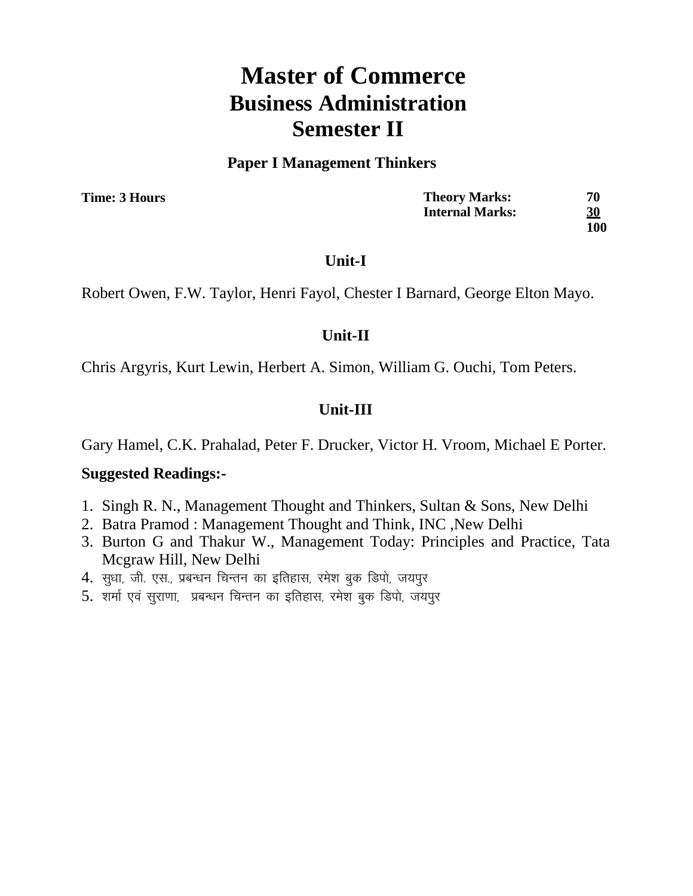# Master of Commerce
# Business Administration
# Semester II

## Paper I Management Thinkers

| | | |
|---|---|---|
| **Time: 3 Hours** | **Theory Marks:** | **70** |
| | **Internal Marks:** | **30** |
| | | **100** |

### Unit-I

Robert Owen, F.W. Taylor, Henri Fayol, Chester I Barnard, George Elton Mayo.

### Unit-II

Chris Argyris, Kurt Lewin, Herbert A. Simon, William G. Ouchi, Tom Peters.

### Unit-III

Gary Hamel, C.K. Prahalad, Peter F. Drucker, Victor H. Vroom, Michael E Porter.

**Suggested Readings:-**

1. Singh R. N., Management Thought and Thinkers, Sultan & Sons, New Delhi
2. Batra Pramod : Management Thought and Think, INC ,New Delhi
3. Burton G and Thakur W., Management Today: Principles and Practice, Tata Mcgraw Hill, New Delhi
4. सुधा, जी. एस., प्रबन्धन चिन्तन का इतिहास, रमेश बुक डिपो, जयपुर
5. शर्मा एवं सुराणा, प्रबन्धन चिन्तन का इतिहास, रमेश बुक डिपो, जयपुर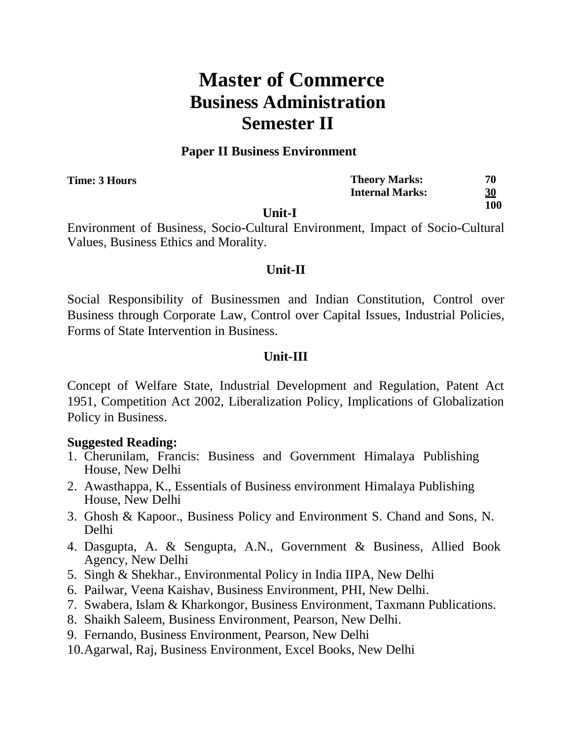# Master of Commerce
# Business Administration
# Semester II

### Paper II Business Environment

| | | |
|---|---|---|
| **Time: 3 Hours** | **Theory Marks:** | **70** |
| | **Internal Marks:** | **30** |
| | | **100** |

### Unit-I

Environment of Business, Socio-Cultural Environment, Impact of Socio-Cultural Values, Business Ethics and Morality.

### Unit-II

Social Responsibility of Businessmen and Indian Constitution, Control over Business through Corporate Law, Control over Capital Issues, Industrial Policies, Forms of State Intervention in Business.

### Unit-III

Concept of Welfare State, Industrial Development and Regulation, Patent Act 1951, Competition Act 2002, Liberalization Policy, Implications of Globalization Policy in Business.

**Suggested Reading:**

1. Cherunilam, Francis: Business and Government Himalaya Publishing House, New Delhi
2. Awasthappa, K., Essentials of Business environment Himalaya Publishing House, New Delhi
3. Ghosh & Kapoor., Business Policy and Environment S. Chand and Sons, N. Delhi
4. Dasgupta, A. & Sengupta, A.N., Government & Business, Allied Book Agency, New Delhi
5. Singh & Shekhar., Environmental Policy in India IIPA, New Delhi
6. Pailwar, Veena Kaishav, Business Environment, PHI, New Delhi.
7. Swabera, Islam & Kharkongor, Business Environment, Taxmann Publications.
8. Shaikh Saleem, Business Environment, Pearson, New Delhi.
9. Fernando, Business Environment, Pearson, New Delhi
10. Agarwal, Raj, Business Environment, Excel Books, New Delhi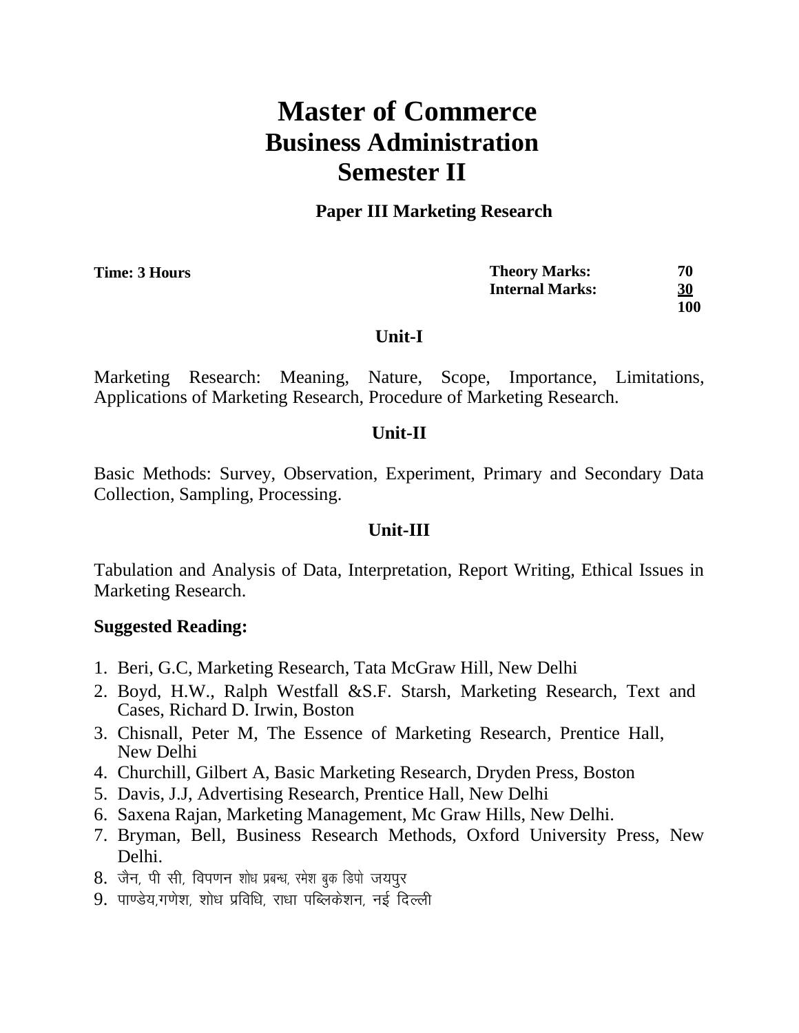# Master of Commerce
# Business Administration
# Semester II

## Paper III Marketing Research

| **Time: 3 Hours** | **Theory Marks:** | **70** |
|---|---|---|
| | **Internal Marks:** | **30** |
| | | **100** |

### Unit-I

Marketing Research: Meaning, Nature, Scope, Importance, Limitations, Applications of Marketing Research, Procedure of Marketing Research.

### Unit-II

Basic Methods: Survey, Observation, Experiment, Primary and Secondary Data Collection, Sampling, Processing.

### Unit-III

Tabulation and Analysis of Data, Interpretation, Report Writing, Ethical Issues in Marketing Research.

**Suggested Reading:**

1. Beri, G.C, Marketing Research, Tata McGraw Hill, New Delhi
2. Boyd, H.W., Ralph Westfall &S.F. Starsh, Marketing Research, Text and Cases, Richard D. Irwin, Boston
3. Chisnall, Peter M, The Essence of Marketing Research, Prentice Hall, New Delhi
4. Churchill, Gilbert A, Basic Marketing Research, Dryden Press, Boston
5. Davis, J.J, Advertising Research, Prentice Hall, New Delhi
6. Saxena Rajan, Marketing Management, Mc Graw Hills, New Delhi.
7. Bryman, Bell, Business Research Methods, Oxford University Press, New Delhi.
8. जैन, पी सी, विपणन शोध प्रबन्ध, रमेश बुक डिपो जयपुर
9. पाण्डेय,गणेश, शोध प्रविधि, राधा पब्लिकेशन, नई दिल्ली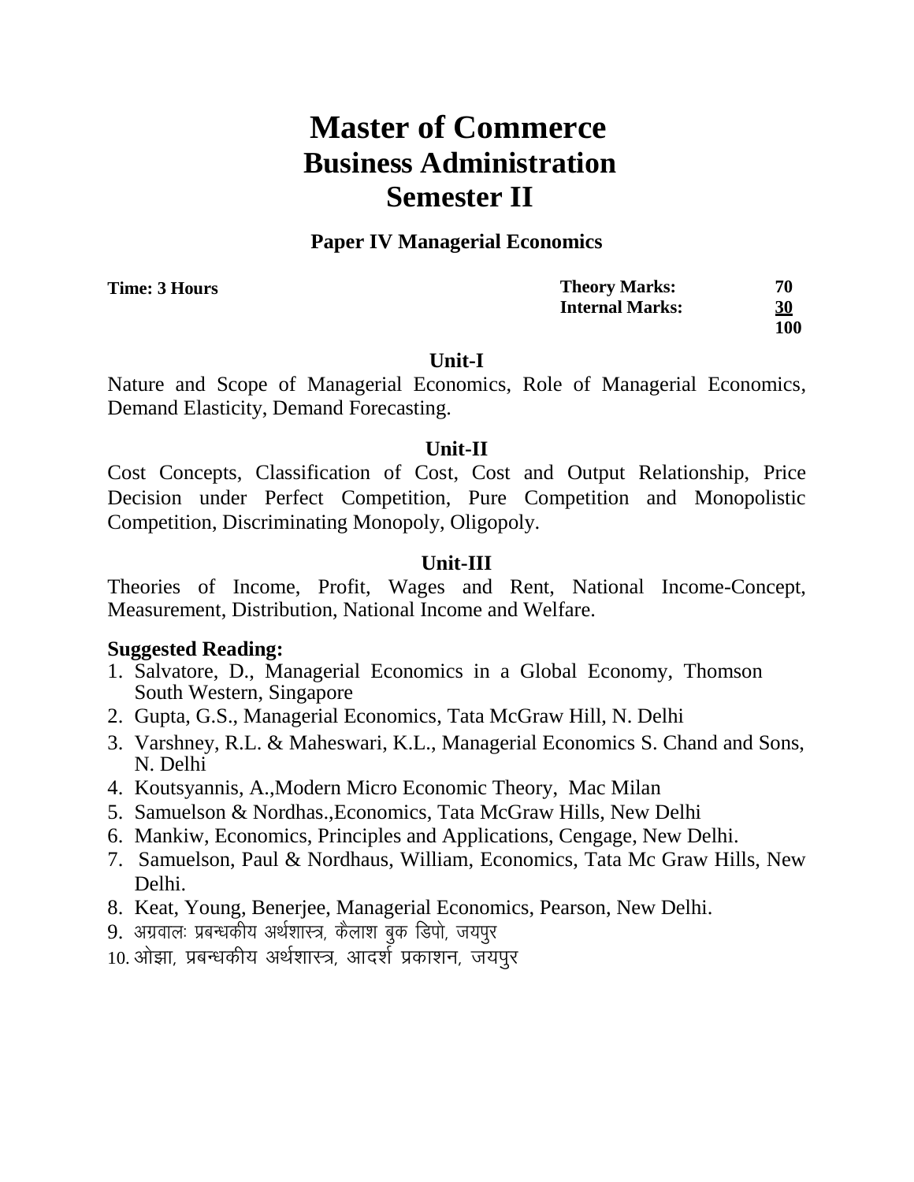# Master of Commerce
# Business Administration
# Semester II

## Paper IV Managerial Economics

**Time: 3 Hours**

| | |
|---|---|
| **Theory Marks:** | **70** |
| **Internal Marks:** | **30** |
| | **100** |

### Unit-I

Nature and Scope of Managerial Economics, Role of Managerial Economics, Demand Elasticity, Demand Forecasting.

### Unit-II

Cost Concepts, Classification of Cost, Cost and Output Relationship, Price Decision under Perfect Competition, Pure Competition and Monopolistic Competition, Discriminating Monopoly, Oligopoly.

### Unit-III

Theories of Income, Profit, Wages and Rent, National Income-Concept, Measurement, Distribution, National Income and Welfare.

**Suggested Reading:**

1. Salvatore, D., Managerial Economics in a Global Economy, Thomson South Western, Singapore
2. Gupta, G.S., Managerial Economics, Tata McGraw Hill, N. Delhi
3. Varshney, R.L. & Maheswari, K.L., Managerial Economics S. Chand and Sons, N. Delhi
4. Koutsyannis, A.,Modern Micro Economic Theory, Mac Milan
5. Samuelson & Nordhas.,Economics, Tata McGraw Hills, New Delhi
6. Mankiw, Economics, Principles and Applications, Cengage, New Delhi.
7. Samuelson, Paul & Nordhaus, William, Economics, Tata Mc Graw Hills, New Delhi.
8. Keat, Young, Benerjee, Managerial Economics, Pearson, New Delhi.
9. अग्रवालः प्रबन्धकीय अर्थशास्त्र, कैलाश बुक डिपो, जयपुर
10. ओझा, प्रबन्धकीय अर्थशास्त्र, आदर्श प्रकाशन, जयपुर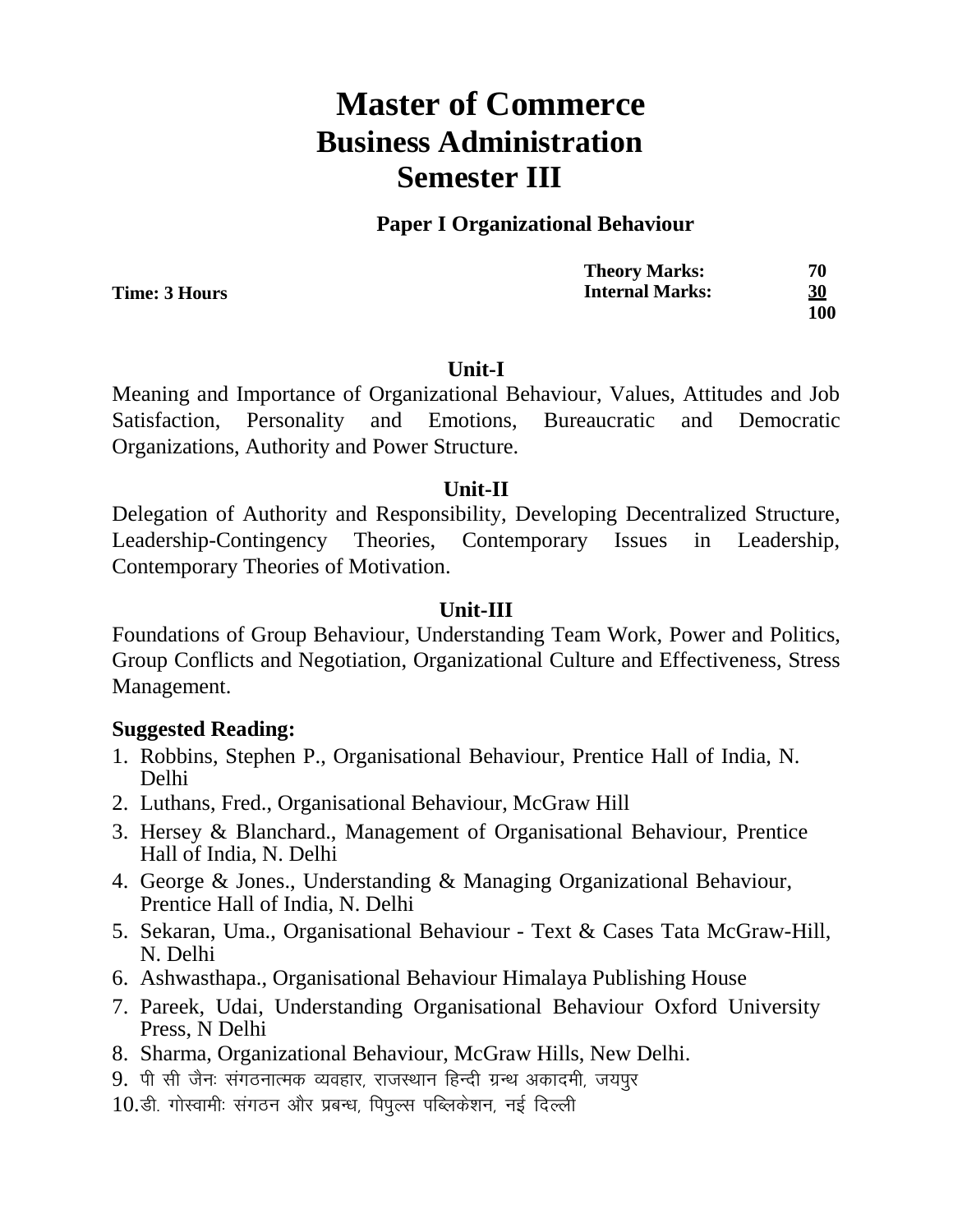# Master of Commerce
# Business Administration
# Semester III

## Paper I Organizational Behaviour

| | | |
|---|---|---|
| **Time: 3 Hours** | **Theory Marks:** | **70** |
| | **Internal Marks:** | **<u>30</u>** |
| | | **100** |

### Unit-I

Meaning and Importance of Organizational Behaviour, Values, Attitudes and Job Satisfaction, Personality and Emotions, Bureaucratic and Democratic Organizations, Authority and Power Structure.

### Unit-II

Delegation of Authority and Responsibility, Developing Decentralized Structure, Leadership-Contingency Theories, Contemporary Issues in Leadership, Contemporary Theories of Motivation.

### Unit-III

Foundations of Group Behaviour, Understanding Team Work, Power and Politics, Group Conflicts and Negotiation, Organizational Culture and Effectiveness, Stress Management.

**Suggested Reading:**

1. Robbins, Stephen P., Organisational Behaviour, Prentice Hall of India, N. Delhi
2. Luthans, Fred., Organisational Behaviour, McGraw Hill
3. Hersey & Blanchard., Management of Organisational Behaviour, Prentice Hall of India, N. Delhi
4. George & Jones., Understanding & Managing Organizational Behaviour, Prentice Hall of India, N. Delhi
5. Sekaran, Uma., Organisational Behaviour - Text & Cases Tata McGraw-Hill, N. Delhi
6. Ashwasthapa., Organisational Behaviour Himalaya Publishing House
7. Pareek, Udai, Understanding Organisational Behaviour Oxford University Press, N Delhi
8. Sharma, Organizational Behaviour, McGraw Hills, New Delhi.
9. पी सी जैनः संगठनात्मक व्यवहार, राजस्थान हिन्दी ग्रन्थ अकादमी, जयपुर
10. डी. गोस्वामीः संगठन और प्रबन्ध, पिपुल्स पब्लिकेशन, नई दिल्ली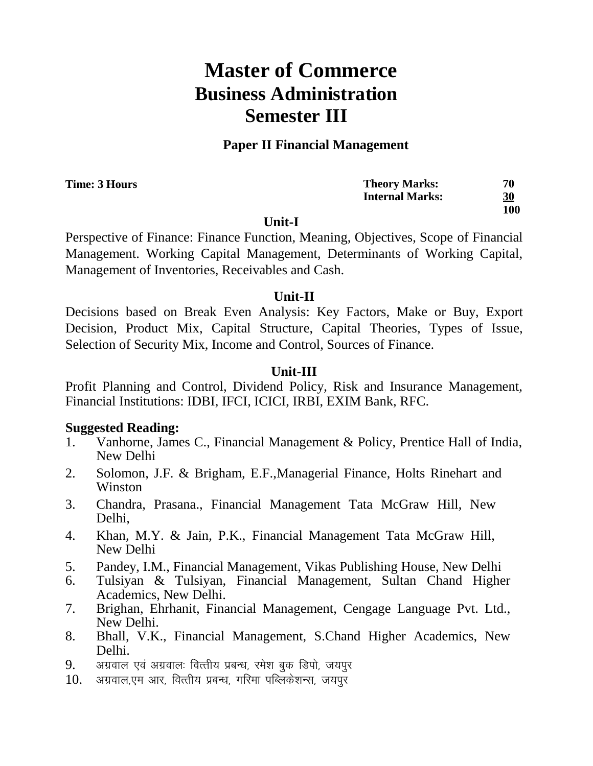# Master of Commerce
## Business Administration
## Semester III

### Paper II Financial Management

| **Time: 3 Hours** | **Theory Marks:** | **70** |
|---|---|---|
| | **Internal Marks:** | **30** |
| | | **100** |

**Unit-I**

Perspective of Finance: Finance Function, Meaning, Objectives, Scope of Financial Management. Working Capital Management, Determinants of Working Capital, Management of Inventories, Receivables and Cash.

**Unit-II**

Decisions based on Break Even Analysis: Key Factors, Make or Buy, Export Decision, Product Mix, Capital Structure, Capital Theories, Types of Issue, Selection of Security Mix, Income and Control, Sources of Finance.

**Unit-III**

Profit Planning and Control, Dividend Policy, Risk and Insurance Management, Financial Institutions: IDBI, IFCI, ICICI, IRBI, EXIM Bank, RFC.

**Suggested Reading:**

1. Vanhorne, James C., Financial Management & Policy, Prentice Hall of India, New Delhi
2. Solomon, J.F. & Brigham, E.F.,Managerial Finance, Holts Rinehart and Winston
3. Chandra, Prasana., Financial Management Tata McGraw Hill, New Delhi,
4. Khan, M.Y. & Jain, P.K., Financial Management Tata McGraw Hill, New Delhi
5. Pandey, I.M., Financial Management, Vikas Publishing House, New Delhi
6. Tulsiyan & Tulsiyan, Financial Management, Sultan Chand Higher Academics, New Delhi.
7. Brighan, Ehrhanit, Financial Management, Cengage Language Pvt. Ltd., New Delhi.
8. Bhall, V.K., Financial Management, S.Chand Higher Academics, New Delhi.
9. अग्रवाल एवं अग्रवालः वित्तीय प्रबन्ध, रमेश बुक डिपो, जयपुर
10. अग्रवाल,एम आर, वित्तीय प्रबन्ध, गरिमा पब्लिकेशन्स, जयपुर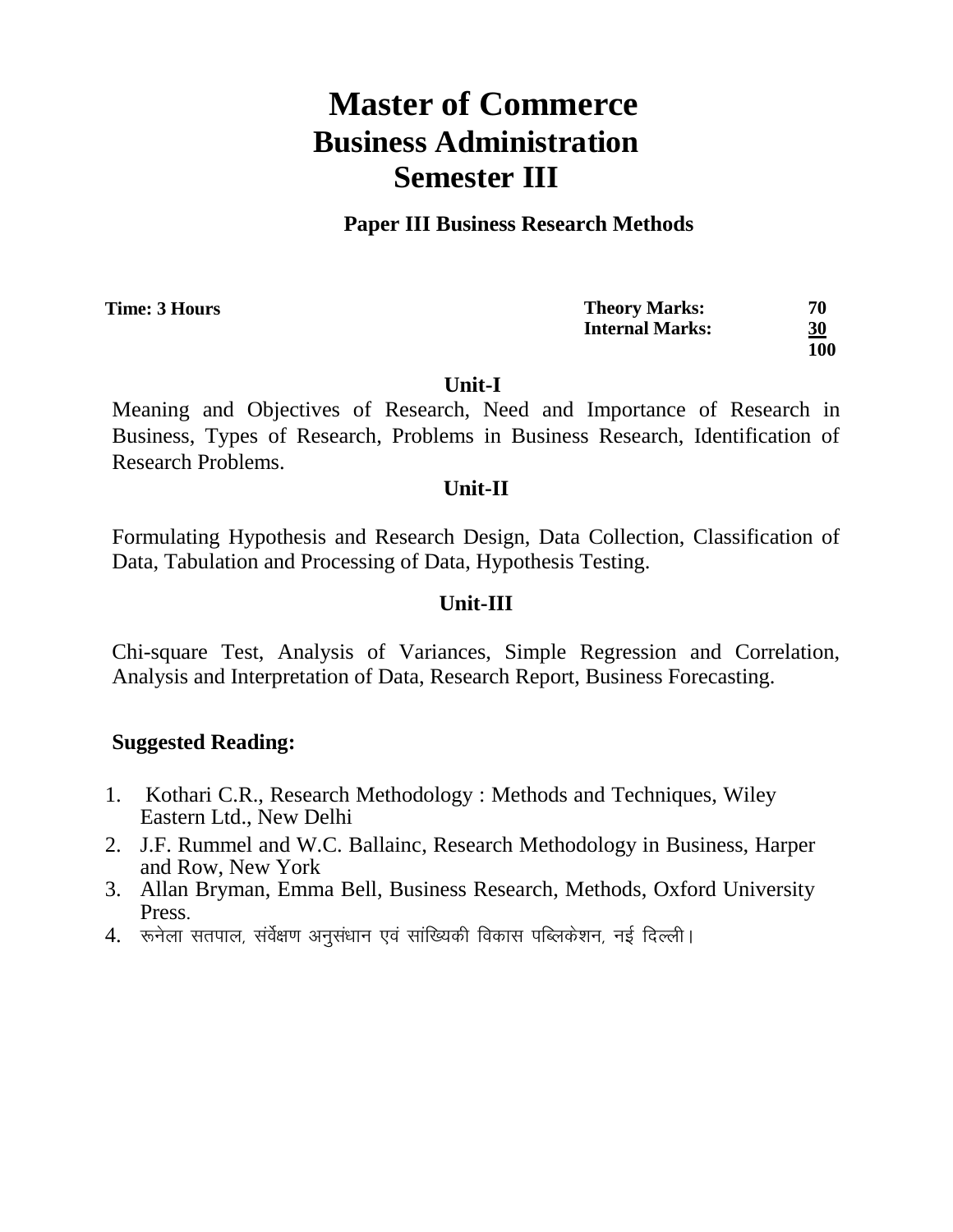# Master of Commerce
# Business Administration
# Semester III

## Paper III Business Research Methods

| | | |
|---|---|---|
| **Time: 3 Hours** | **Theory Marks:** | **70** |
| | **Internal Marks:** | **30** |
| | | **100** |

### Unit-I

Meaning and Objectives of Research, Need and Importance of Research in Business, Types of Research, Problems in Business Research, Identification of Research Problems.

### Unit-II

Formulating Hypothesis and Research Design, Data Collection, Classification of Data, Tabulation and Processing of Data, Hypothesis Testing.

### Unit-III

Chi-square Test, Analysis of Variances, Simple Regression and Correlation, Analysis and Interpretation of Data, Research Report, Business Forecasting.

**Suggested Reading:**

1. Kothari C.R., Research Methodology : Methods and Techniques, Wiley Eastern Ltd., New Delhi
2. J.F. Rummel and W.C. Ballainc, Research Methodology in Business, Harper and Row, New York
3. Allan Bryman, Emma Bell, Business Research, Methods, Oxford University Press.
4. रूनेला सतपाल, संर्वेक्षण अनुसंधान एवं सांख्यिकी विकास पब्लिकेशन, नई दिल्ली।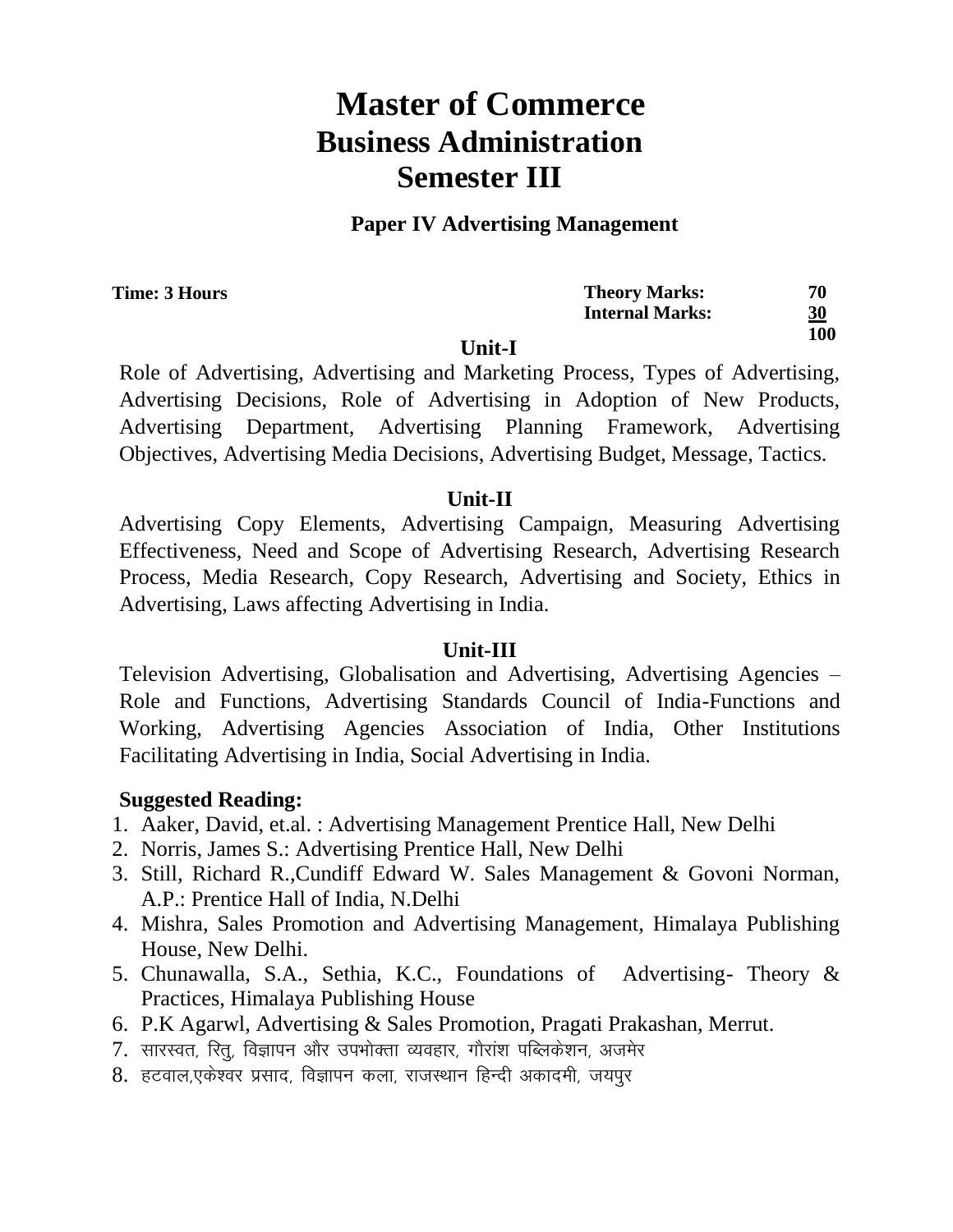# Master of Commerce
# Business Administration
# Semester III

## Paper IV Advertising Management

| | | |
|---|---|---|
| **Time: 3 Hours** | **Theory Marks:** | **70** |
| | **Internal Marks:** | **30** |
| | | **100** |

### Unit-I

Role of Advertising, Advertising and Marketing Process, Types of Advertising, Advertising Decisions, Role of Advertising in Adoption of New Products, Advertising Department, Advertising Planning Framework, Advertising Objectives, Advertising Media Decisions, Advertising Budget, Message, Tactics.

### Unit-II

Advertising Copy Elements, Advertising Campaign, Measuring Advertising Effectiveness, Need and Scope of Advertising Research, Advertising Research Process, Media Research, Copy Research, Advertising and Society, Ethics in Advertising, Laws affecting Advertising in India.

### Unit-III

Television Advertising, Globalisation and Advertising, Advertising Agencies – Role and Functions, Advertising Standards Council of India-Functions and Working, Advertising Agencies Association of India, Other Institutions Facilitating Advertising in India, Social Advertising in India.

**Suggested Reading:**

1. Aaker, David, et.al. : Advertising Management Prentice Hall, New Delhi
2. Norris, James S.: Advertising Prentice Hall, New Delhi
3. Still, Richard R.,Cundiff Edward W. Sales Management & Govoni Norman, A.P.: Prentice Hall of India, N.Delhi
4. Mishra, Sales Promotion and Advertising Management, Himalaya Publishing House, New Delhi.
5. Chunawalla, S.A., Sethia, K.C., Foundations of Advertising- Theory & Practices, Himalaya Publishing House
6. P.K Agarwl, Advertising & Sales Promotion, Pragati Prakashan, Merrut.
7. सारस्वत, रितु, विज्ञापन और उपभोक्ता व्यवहार, गौरांश पब्लिकेशन, अजमेर
8. हटवाल,एकेश्वर प्रसाद, विज्ञापन कला, राजस्थान हिन्दी अकादमी, जयपुर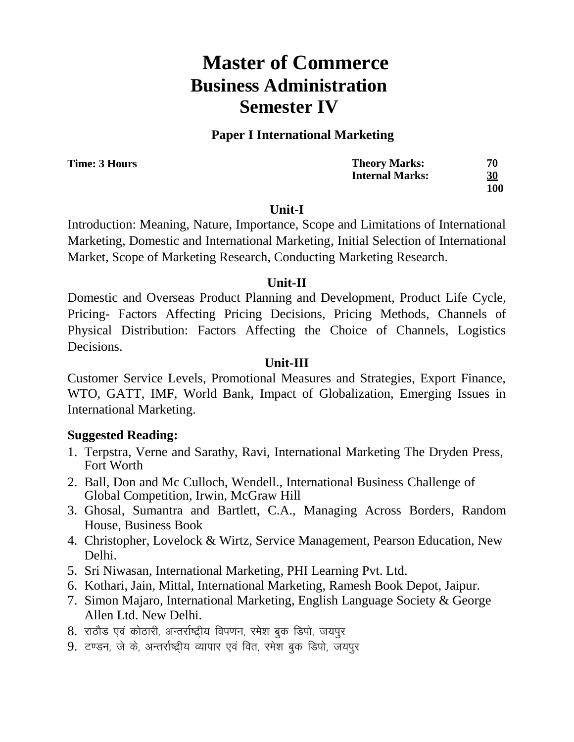# Master of Commerce
# Business Administration
# Semester IV

## Paper I International Marketing

| | | |
|---|---|---|
| **Time: 3 Hours** | **Theory Marks:** | **70** |
| | **Internal Marks:** | **30** |
| | | **100** |

### Unit-I

Introduction: Meaning, Nature, Importance, Scope and Limitations of International Marketing, Domestic and International Marketing, Initial Selection of International Market, Scope of Marketing Research, Conducting Marketing Research.

### Unit-II

Domestic and Overseas Product Planning and Development, Product Life Cycle, Pricing- Factors Affecting Pricing Decisions, Pricing Methods, Channels of Physical Distribution: Factors Affecting the Choice of Channels, Logistics Decisions.

### Unit-III

Customer Service Levels, Promotional Measures and Strategies, Export Finance, WTO, GATT, IMF, World Bank, Impact of Globalization, Emerging Issues in International Marketing.

### Suggested Reading:

1. Terpstra, Verne and Sarathy, Ravi, International Marketing The Dryden Press, Fort Worth
2. Ball, Don and Mc Culloch, Wendell., International Business Challenge of Global Competition, Irwin, McGraw Hill
3. Ghosal, Sumantra and Bartlett, C.A., Managing Across Borders, Random House, Business Book
4. Christopher, Lovelock & Wirtz, Service Management, Pearson Education, New Delhi.
5. Sri Niwasan, International Marketing, PHI Learning Pvt. Ltd.
6. Kothari, Jain, Mittal, International Marketing, Ramesh Book Depot, Jaipur.
7. Simon Majaro, International Marketing, English Language Society & George Allen Ltd. New Delhi.
8. राठौड एवं कोठारी, अन्तर्राष्ट्रीय विपणन, रमेश बुक डिपो, जयपुर
9. टण्डन, जे के, अन्तर्राष्ट्रीय व्यापार एवं वित, रमेश बुक डिपो, जयपुर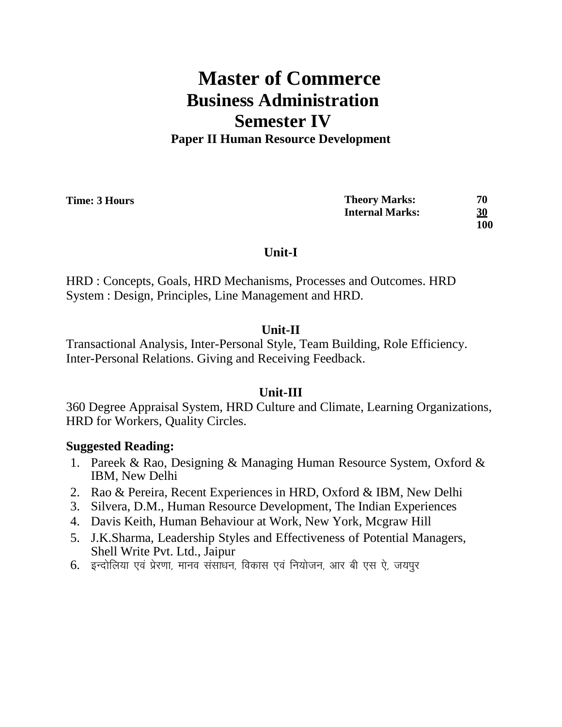# Master of Commerce
## Business Administration
## Semester IV
### Paper II Human Resource Development

**Time: 3 Hours**

| | |
|---|---|
| **Theory Marks:** | **70** |
| **Internal Marks:** | **30** |
| | **100** |

### Unit-I

HRD : Concepts, Goals, HRD Mechanisms, Processes and Outcomes. HRD System : Design, Principles, Line Management and HRD.

### Unit-II

Transactional Analysis, Inter-Personal Style, Team Building, Role Efficiency. Inter-Personal Relations. Giving and Receiving Feedback.

### Unit-III

360 Degree Appraisal System, HRD Culture and Climate, Learning Organizations, HRD for Workers, Quality Circles.

**Suggested Reading:**

1. Pareek & Rao, Designing & Managing Human Resource System, Oxford & IBM, New Delhi
2. Rao & Pereira, Recent Experiences in HRD, Oxford & IBM, New Delhi
3. Silvera, D.M., Human Resource Development, The Indian Experiences
4. Davis Keith, Human Behaviour at Work, New York, Mcgraw Hill
5. J.K.Sharma, Leadership Styles and Effectiveness of Potential Managers, Shell Write Pvt. Ltd., Jaipur
6. इन्दोलिया एवं प्रेरणा, मानव संसाधन, विकास एवं नियोजन, आर बी एस ऐ, जयपुर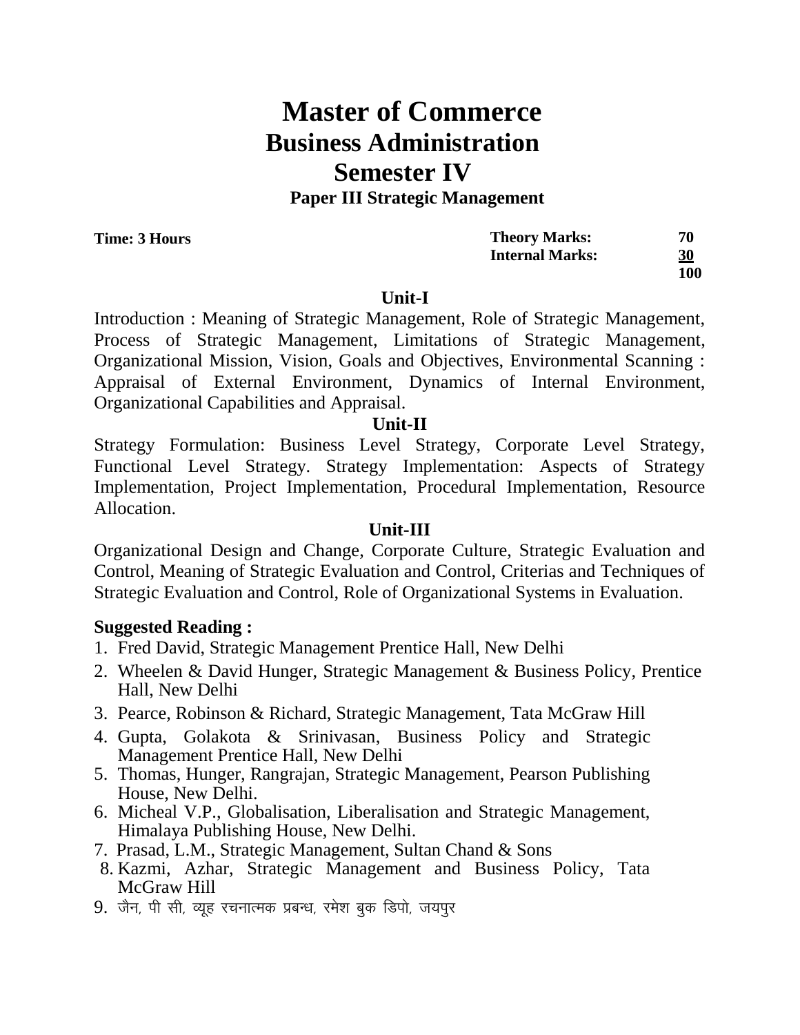# Master of Commerce
# Business Administration
# Semester IV
## Paper III Strategic Management

**Time: 3 Hours**

| | | |
|---|---|---|
| **Theory Marks:** | **70** |
| **Internal Marks:** | **30** |
| | **100** |

### Unit-I

Introduction : Meaning of Strategic Management, Role of Strategic Management, Process of Strategic Management, Limitations of Strategic Management, Organizational Mission, Vision, Goals and Objectives, Environmental Scanning : Appraisal of External Environment, Dynamics of Internal Environment, Organizational Capabilities and Appraisal.

### Unit-II

Strategy Formulation: Business Level Strategy, Corporate Level Strategy, Functional Level Strategy. Strategy Implementation: Aspects of Strategy Implementation, Project Implementation, Procedural Implementation, Resource Allocation.

### Unit-III

Organizational Design and Change, Corporate Culture, Strategic Evaluation and Control, Meaning of Strategic Evaluation and Control, Criterias and Techniques of Strategic Evaluation and Control, Role of Organizational Systems in Evaluation.

**Suggested Reading :**

1. Fred David, Strategic Management Prentice Hall, New Delhi
2. Wheelen & David Hunger, Strategic Management & Business Policy, Prentice Hall, New Delhi
3. Pearce, Robinson & Richard, Strategic Management, Tata McGraw Hill
4. Gupta, Golakota & Srinivasan, Business Policy and Strategic Management Prentice Hall, New Delhi
5. Thomas, Hunger, Rangrajan, Strategic Management, Pearson Publishing House, New Delhi.
6. Micheal V.P., Globalisation, Liberalisation and Strategic Management, Himalaya Publishing House, New Delhi.
7. Prasad, L.M., Strategic Management, Sultan Chand & Sons
8. Kazmi, Azhar, Strategic Management and Business Policy, Tata McGraw Hill
9. जैन, पी सी, व्यूह रचनात्मक प्रबन्ध, रमेश बुक डिपो, जयपुर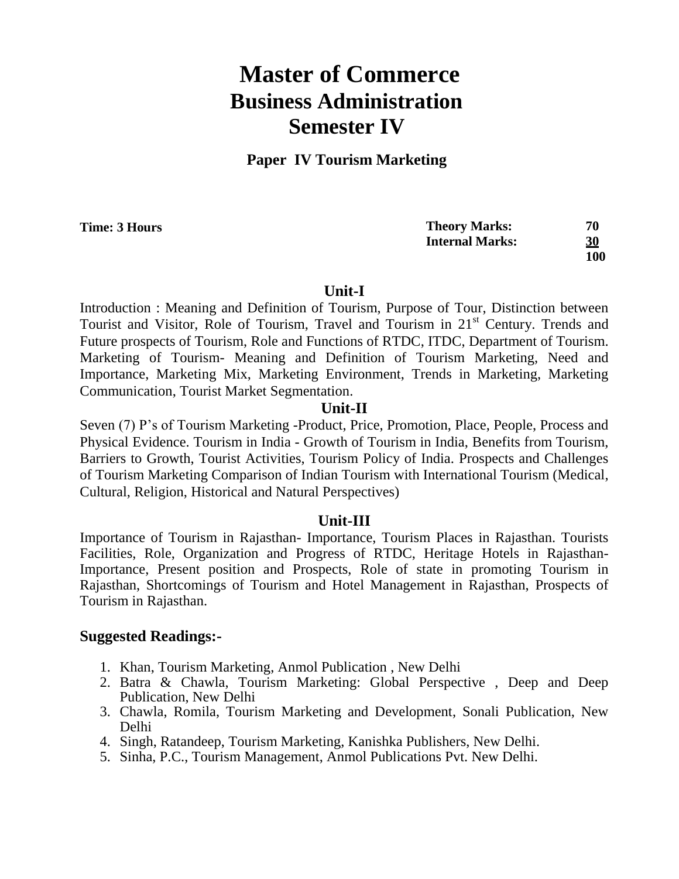# Master of Commerce
# Business Administration
# Semester IV

### Paper IV Tourism Marketing

| | | |
|---|---|---|
| **Time: 3 Hours** | **Theory Marks:** | **70** |
| | **Internal Marks:** | **30** |
| | | **100** |

### Unit-I

Introduction : Meaning and Definition of Tourism, Purpose of Tour, Distinction between Tourist and Visitor, Role of Tourism, Travel and Tourism in 21st Century. Trends and Future prospects of Tourism, Role and Functions of RTDC, ITDC, Department of Tourism. Marketing of Tourism- Meaning and Definition of Tourism Marketing, Need and Importance, Marketing Mix, Marketing Environment, Trends in Marketing, Marketing Communication, Tourist Market Segmentation.

### Unit-II

Seven (7) P's of Tourism Marketing -Product, Price, Promotion, Place, People, Process and Physical Evidence. Tourism in India - Growth of Tourism in India, Benefits from Tourism, Barriers to Growth, Tourist Activities, Tourism Policy of India. Prospects and Challenges of Tourism Marketing Comparison of Indian Tourism with International Tourism (Medical, Cultural, Religion, Historical and Natural Perspectives)

### Unit-III

Importance of Tourism in Rajasthan- Importance, Tourism Places in Rajasthan. Tourists Facilities, Role, Organization and Progress of RTDC, Heritage Hotels in Rajasthan-Importance, Present position and Prospects, Role of state in promoting Tourism in Rajasthan, Shortcomings of Tourism and Hotel Management in Rajasthan, Prospects of Tourism in Rajasthan.

### Suggested Readings:-

1. Khan, Tourism Marketing, Anmol Publication , New Delhi
2. Batra & Chawla, Tourism Marketing: Global Perspective , Deep and Deep Publication, New Delhi
3. Chawla, Romila, Tourism Marketing and Development, Sonali Publication, New Delhi
4. Singh, Ratandeep, Tourism Marketing, Kanishka Publishers, New Delhi.
5. Sinha, P.C., Tourism Management, Anmol Publications Pvt. New Delhi.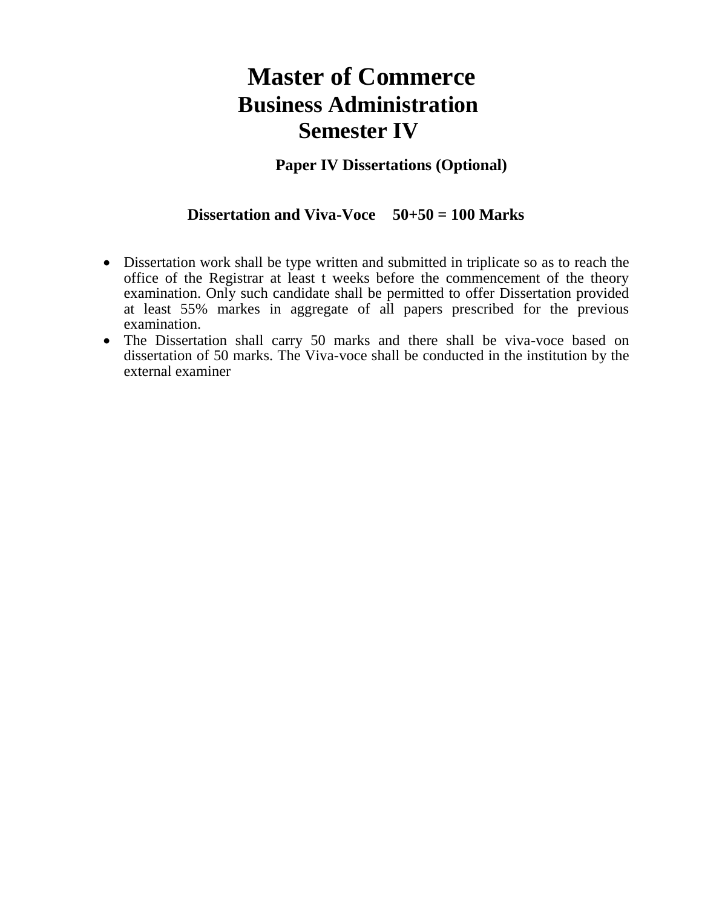# Master of Commerce
## Business Administration
## Semester IV

### Paper IV Dissertations (Optional)

**Dissertation and Viva-Voce 50+50 = 100 Marks**

- Dissertation work shall be type written and submitted in triplicate so as to reach the office of the Registrar at least t weeks before the commencement of the theory examination. Only such candidate shall be permitted to offer Dissertation provided at least 55% markes in aggregate of all papers prescribed for the previous examination.
- The Dissertation shall carry 50 marks and there shall be viva-voce based on dissertation of 50 marks. The Viva-voce shall be conducted in the institution by the external examiner